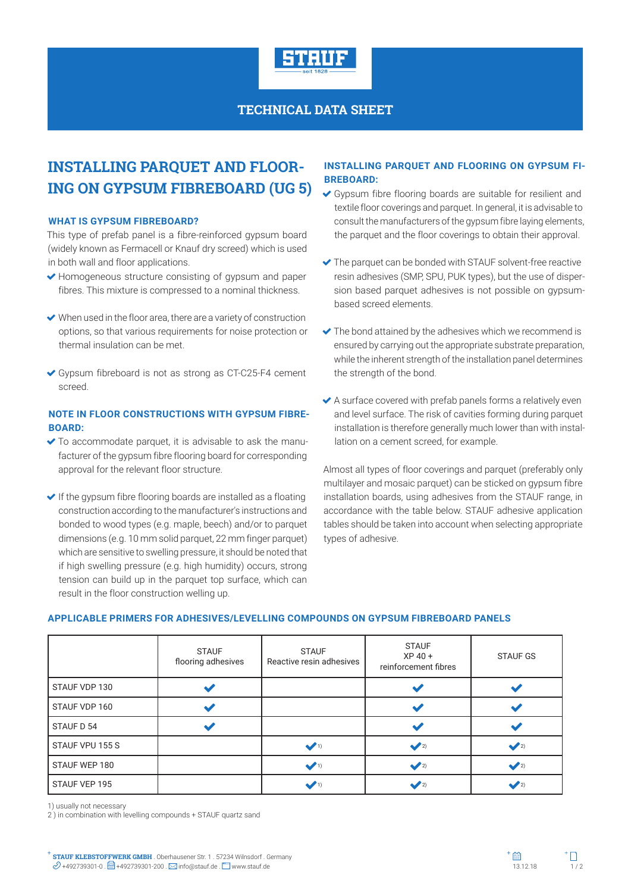# TECHNICAL DATA SHEET

# INSTALLING PARQUET AND FLOORING ON GYPSUM FIBREBOARD (UG 5)

### WHAT IS GYPSUM FIBREBOARD?

This type of prefab panel is a fibre-reinforced gypsum board (widely known as Fermacell or Knauf dry screed) which is used in both wall and floor applications.

- Homogeneous structure consisting of gypsum and paper fibres. This mixture is compressed to a nominal thickness.
- When used in the floor area, there are a variety of construction options, so that various requirements for noise protection or thermal insulation can be met.
- Gypsum fibreboard is not as strong as CT-C25-F4 cement screed.

### NOTE IN FLOOR CONSTRUCTIONS WITH GYPSUM FIBREBOARD:

- To accommodate parquet, it is advisable to ask the manufacturer of the gypsum fibre flooring board for corresponding approval for the relevant floor structure.
- If the gypsum fibre flooring boards are installed as a floating construction according to the manufacturer's instructions and bonded to wood types (e.g. maple, beech) and/or to parquet dimensions (e.g. 10 mm solid parquet, 22 mm finger parquet) which are sensitive to swelling pressure, it should be noted that if high swelling pressure (e.g. high humidity) occurs, strong tension can build up in the parquet top surface, which can result in the floor construction welling up.

### INSTALLING PARQUET AND FLOORING ON GYPSUM FIBREBOARD:

- Gypsum fibre flooring boards are suitable for resilient and textile floor coverings and parquet. In general, it is advisable to consult the manufacturers of the gypsum fibre laying elements, the parquet and the floor coverings to obtain their approval.
- The parquet can be bonded with STAUF solvent-free reactive resin adhesives (SMP, SPU, PUK types), but the use of dispersion based parquet adhesives is not possible on gypsum-based screed elements.
- The bond attained by the adhesives which we recommend is ensured by carrying out the appropriate substrate preparation, while the inherent strength of the installation panel determines the strength of the bond.
- A surface covered with prefab panels forms a relatively even and level surface. The risk of cavities forming during parquet installation is therefore generally much lower than with installation on a cement screed, for example.

Almost all types of floor coverings and parquet (preferably only multilayer and mosaic parquet) can be sticked on gypsum fibre installation boards, using adhesives from the STAUF range, in accordance with the table below. STAUF adhesive application tables should be taken into account when selecting appropriate types of adhesive.

### APPLICABLE PRIMERS FOR ADHESIVES/LEVELLING COMPOUNDS ON GYPSUM FIBREBOARD PANELS

| | STAUF flooring adhesives | STAUF Reactive resin adhesives | STAUF XP 40 + reinforcement fibres | STAUF GS |
|---|---|---|---|---|
| STAUF VDP 130 | ✔ | | ✔ | ✔ |
| STAUF VDP 160 | ✔ | | ✔ | ✔ |
| STAUF D 54 | ✔ | | ✔ | ✔ |
| STAUF VPU 155 S | | ✔ 1) | ✔ 2) | ✔ 2) |
| STAUF WEP 180 | | ✔ 1) | ✔ 2) | ✔ 2) |
| STAUF VEP 195 | | ✔ 1) | ✔ 2) | ✔ 2) |

1) usually not necessary
2 ) in combination with levelling compounds + STAUF quartz sand

**STAUF KLEBSTOFFWERK GMBH** . Oberhausener Str. 1 . 57234 Wilnsdorf . Germany
+492739301-0 . +492739301-200 . info@stauf.de . www.stauf.de

13.12.18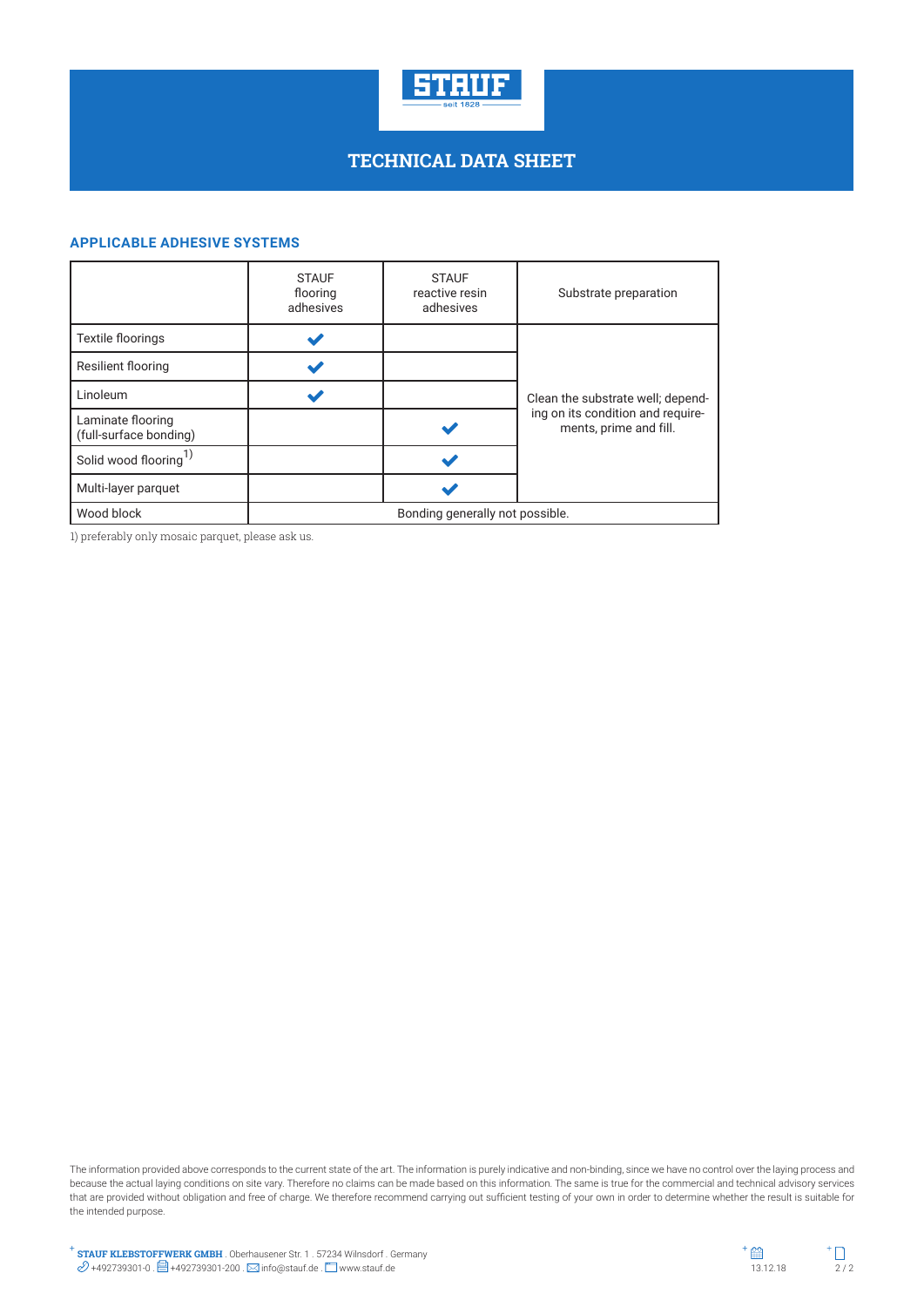# TECHNICAL DATA SHEET

## APPLICABLE ADHESIVE SYSTEMS

| | STAUF flooring adhesives | STAUF reactive resin adhesives | Substrate preparation |
|---|---|---|---|
| Textile floorings | ✔ | | Clean the substrate well; depending on its condition and requirements, prime and fill. |
| Resilient flooring | ✔ | | |
| Linoleum | ✔ | | |
| Laminate flooring (full-surface bonding) | | ✔ | |
| Solid wood flooring[1)] | | ✔ | |
| Multi-layer parquet | | ✔ | |
| Wood block | Bonding generally not possible. | | |

1) preferably only mosaic parquet, please ask us.

The information provided above corresponds to the current state of the art. The information is purely indicative and non-binding, since we have no control over the laying process and because the actual laying conditions on site vary. Therefore no claims can be made based on this information. The same is true for the commercial and technical advisory services that are provided without obligation and free of charge. We therefore recommend carrying out sufficient testing of your own in order to determine whether the result is suitable for the intended purpose.

**STAUF KLEBSTOFFWERK GMBH** . Oberhausener Str. 1 . 57234 Wilnsdorf . Germany
+492739301-0 . +492739301-200 . info@stauf.de . www.stauf.de

13.12.18